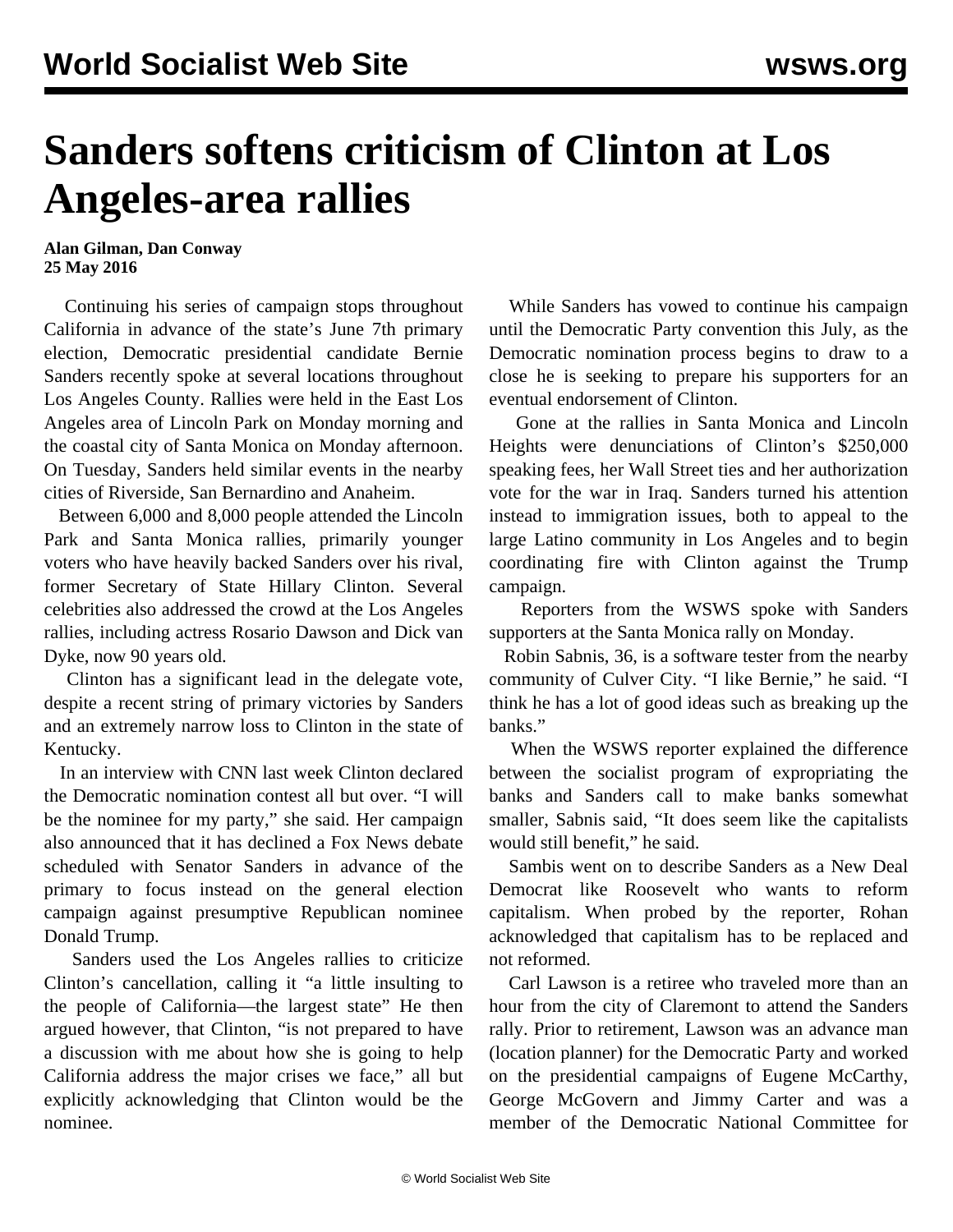# Sanders softens criticism of Clinton at Los Angeles-area rallies

**Alan Gilman, Dan Conway**
**25 May 2016**

Continuing his series of campaign stops throughout California in advance of the state's June 7th primary election, Democratic presidential candidate Bernie Sanders recently spoke at several locations throughout Los Angeles County. Rallies were held in the East Los Angeles area of Lincoln Park on Monday morning and the coastal city of Santa Monica on Monday afternoon. On Tuesday, Sanders held similar events in the nearby cities of Riverside, San Bernardino and Anaheim.

Between 6,000 and 8,000 people attended the Lincoln Park and Santa Monica rallies, primarily younger voters who have heavily backed Sanders over his rival, former Secretary of State Hillary Clinton. Several celebrities also addressed the crowd at the Los Angeles rallies, including actress Rosario Dawson and Dick van Dyke, now 90 years old.

Clinton has a significant lead in the delegate vote, despite a recent string of primary victories by Sanders and an extremely narrow loss to Clinton in the state of Kentucky.

In an interview with CNN last week Clinton declared the Democratic nomination contest all but over. "I will be the nominee for my party," she said. Her campaign also announced that it has declined a Fox News debate scheduled with Senator Sanders in advance of the primary to focus instead on the general election campaign against presumptive Republican nominee Donald Trump.

Sanders used the Los Angeles rallies to criticize Clinton's cancellation, calling it "a little insulting to the people of California—the largest state" He then argued however, that Clinton, "is not prepared to have a discussion with me about how she is going to help California address the major crises we face," all but explicitly acknowledging that Clinton would be the nominee.

While Sanders has vowed to continue his campaign until the Democratic Party convention this July, as the Democratic nomination process begins to draw to a close he is seeking to prepare his supporters for an eventual endorsement of Clinton.

Gone at the rallies in Santa Monica and Lincoln Heights were denunciations of Clinton's $250,000 speaking fees, her Wall Street ties and her authorization vote for the war in Iraq. Sanders turned his attention instead to immigration issues, both to appeal to the large Latino community in Los Angeles and to begin coordinating fire with Clinton against the Trump campaign.

Reporters from the WSWS spoke with Sanders supporters at the Santa Monica rally on Monday.

Robin Sabnis, 36, is a software tester from the nearby community of Culver City. "I like Bernie," he said. "I think he has a lot of good ideas such as breaking up the banks."

When the WSWS reporter explained the difference between the socialist program of expropriating the banks and Sanders call to make banks somewhat smaller, Sabnis said, "It does seem like the capitalists would still benefit," he said.

Sambis went on to describe Sanders as a New Deal Democrat like Roosevelt who wants to reform capitalism. When probed by the reporter, Rohan acknowledged that capitalism has to be replaced and not reformed.

Carl Lawson is a retiree who traveled more than an hour from the city of Claremont to attend the Sanders rally. Prior to retirement, Lawson was an advance man (location planner) for the Democratic Party and worked on the presidential campaigns of Eugene McCarthy, George McGovern and Jimmy Carter and was a member of the Democratic National Committee for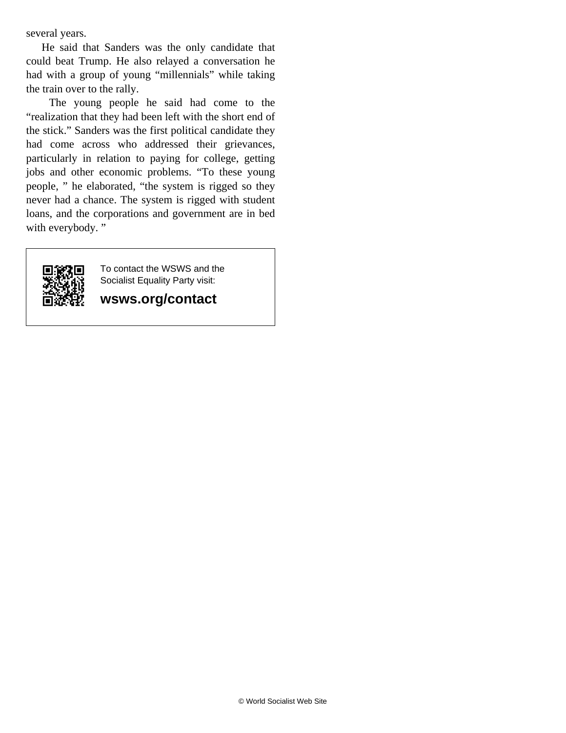several years.

He said that Sanders was the only candidate that could beat Trump. He also relayed a conversation he had with a group of young "millennials" while taking the train over to the rally.

The young people he said had come to the "realization that they had been left with the short end of the stick." Sanders was the first political candidate they had come across who addressed their grievances, particularly in relation to paying for college, getting jobs and other economic problems. "To these young people, " he elaborated, "the system is rigged so they never had a chance. The system is rigged with student loans, and the corporations and government are in bed with everybody. "

To contact the WSWS and the Socialist Equality Party visit:

**wsws.org/contact**